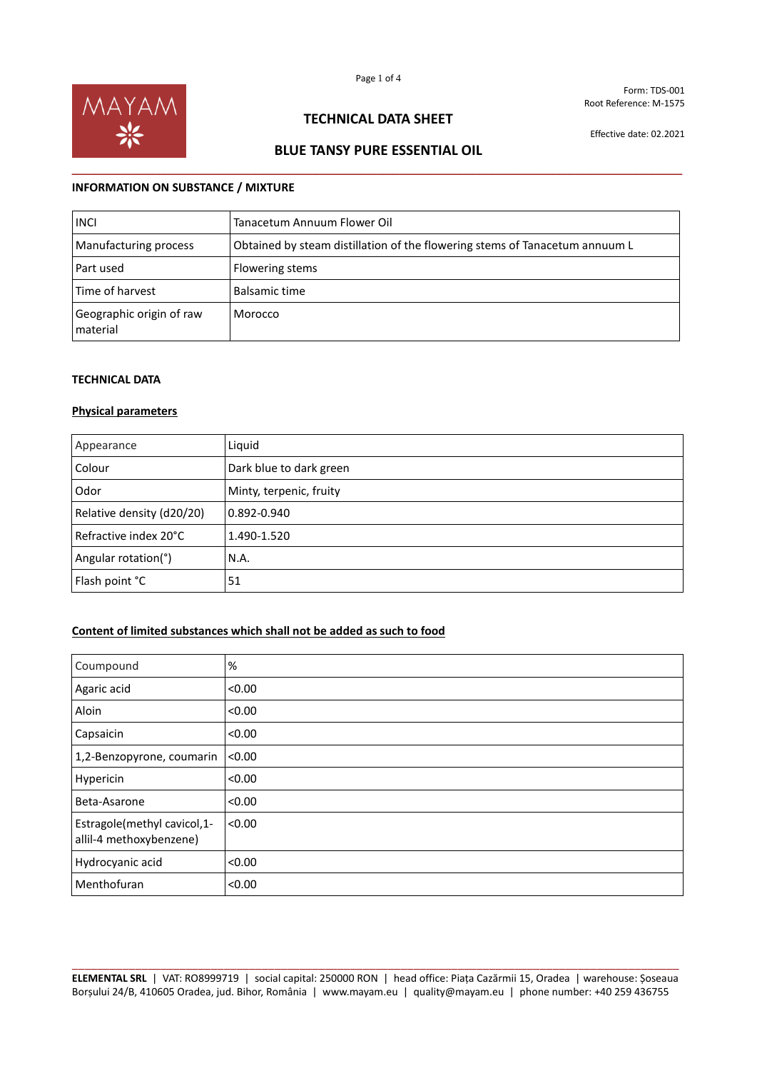# TECHNICAL DATA SHEET

## BLUE TANSY PURE ESSENTIAL OIL

Form: TDS-001
Root Reference: M-1575

Effective date: 02.2021

### INFORMATION ON SUBSTANCE / MIXTURE

| INCI | Tanacetum Annuum Flower Oil |
|---|---|
| Manufacturing process | Obtained by steam distillation of the flowering stems of Tanacetum annuum L |
| Part used | Flowering stems |
| Time of harvest | Balsamic time |
| Geographic origin of raw material | Morocco |

### TECHNICAL DATA

**Physical parameters**

| Appearance | Liquid |
|---|---|
| Colour | Dark blue to dark green |
| Odor | Minty, terpenic, fruity |
| Relative density (d20/20) | 0.892-0.940 |
| Refractive index 20°C | 1.490-1.520 |
| Angular rotation(°) | N.A. |
| Flash point °C | 51 |

**Content of limited substances which shall not be added as such to food**

| Coumpound | % |
|---|---|
| Agaric acid | <0.00 |
| Aloin | <0.00 |
| Capsaicin | <0.00 |
| 1,2-Benzopyrone, coumarin | <0.00 |
| Hypericin | <0.00 |
| Beta-Asarone | <0.00 |
| Estragole(methyl cavicol,1-allil-4 methoxybenzene) | <0.00 |
| Hydrocyanic acid | <0.00 |
| Menthofuran | <0.00 |

**ELEMENTAL SRL** | VAT: RO8999719 | social capital: 250000 RON | head office: Piața Cazărmii 15, Oradea | warehouse: Șoseaua Borșului 24/B, 410605 Oradea, jud. Bihor, România | www.mayam.eu | quality@mayam.eu | phone number: +40 259 436755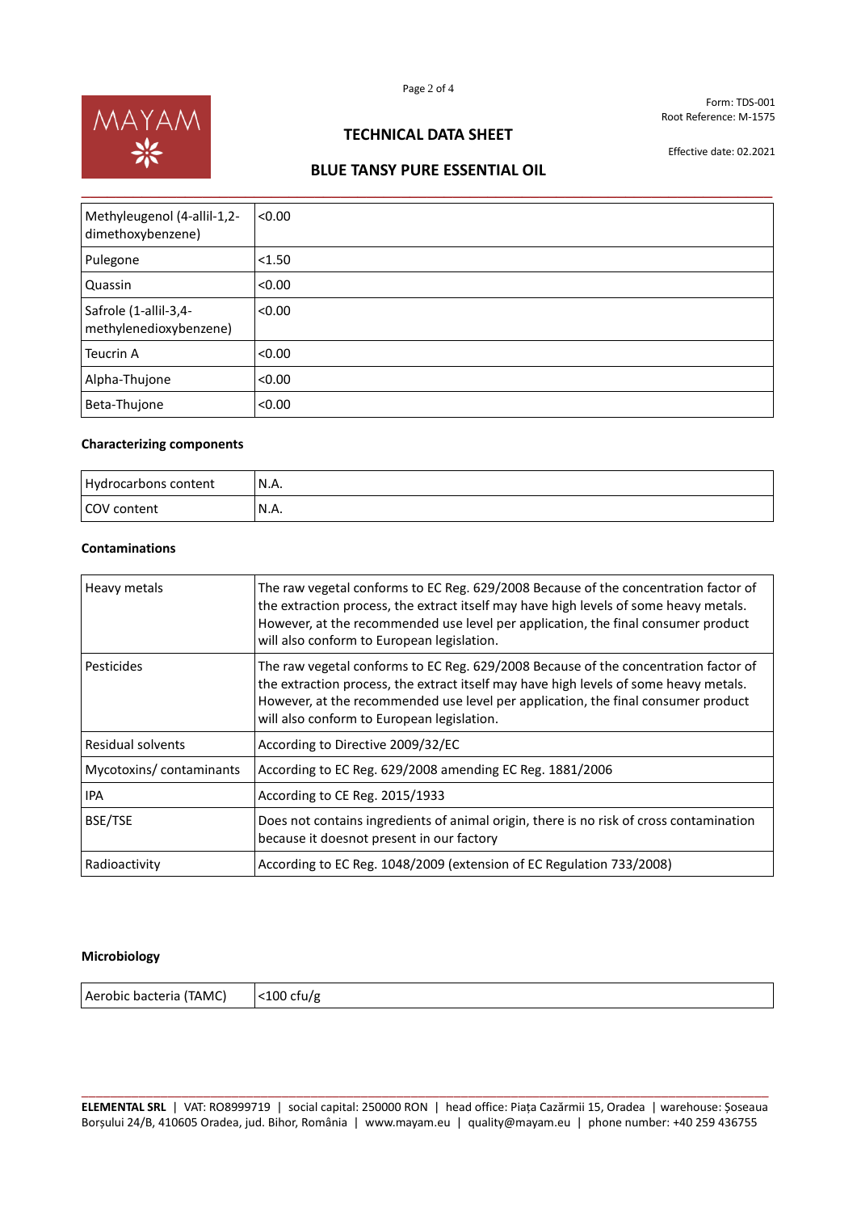| Methyleugenol (4-allil-1,2-dimethoxybenzene) | <0.00 |
| --- | --- |
| Pulegone | <1.50 |
| Quassin | <0.00 |
| Safrole (1-allil-3,4-methylenedioxybenzene) | <0.00 |
| Teucrin A | <0.00 |
| Alpha-Thujone | <0.00 |
| Beta-Thujone | <0.00 |

**Characterizing components**

| Hydrocarbons content | N.A. |
| --- | --- |
| COV content | N.A. |

**Contaminations**

| Heavy metals | The raw vegetal conforms to EC Reg. 629/2008 Because of the concentration factor of the extraction process, the extract itself may have high levels of some heavy metals. However, at the recommended use level per application, the final consumer product will also conform to European legislation. |
| --- | --- |
| Pesticides | The raw vegetal conforms to EC Reg. 629/2008 Because of the concentration factor of the extraction process, the extract itself may have high levels of some heavy metals. However, at the recommended use level per application, the final consumer product will also conform to European legislation. |
| Residual solvents | According to Directive 2009/32/EC |
| Mycotoxins/ contaminants | According to EC Reg. 629/2008 amending EC Reg. 1881/2006 |
| IPA | According to CE Reg. 2015/1933 |
| BSE/TSE | Does not contains ingredients of animal origin, there is no risk of cross contamination because it doesnot present in our factory |
| Radioactivity | According to EC Reg. 1048/2009 (extension of EC Regulation 733/2008) |

**Microbiology**

| Aerobic bacteria (TAMC) | <100 cfu/g |
| --- | --- |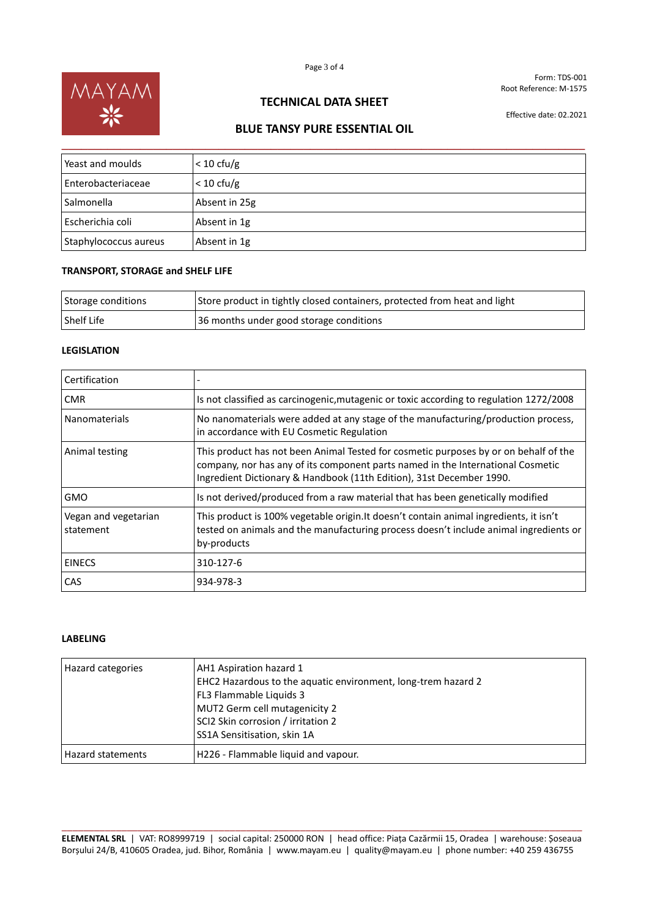| Yeast and moulds | < 10 cfu/g |
|---|---|
| Enterobacteriaceae | < 10 cfu/g |
| Salmonella | Absent in 25g |
| Escherichia coli | Absent in 1g |
| Staphylococcus aureus | Absent in 1g |

**TRANSPORT, STORAGE and SHELF LIFE**

| Storage conditions | Store product in tightly closed containers, protected from heat and light |
|---|---|
| Shelf Life | 36 months under good storage conditions |

**LEGISLATION**

| Certification | - |
|---|---|
| CMR | Is not classified as carcinogenic,mutagenic or toxic according to regulation 1272/2008 |
| Nanomaterials | No nanomaterials were added at any stage of the manufacturing/production process, in accordance with EU Cosmetic Regulation |
| Animal testing | This product has not been Animal Tested for cosmetic purposes by or on behalf of the company, nor has any of its component parts named in the International Cosmetic Ingredient Dictionary & Handbook (11th Edition), 31st December 1990. |
| GMO | Is not derived/produced from a raw material that has been genetically modified |
| Vegan and vegetarian statement | This product is 100% vegetable origin.It doesn't contain animal ingredients, it isn't tested on animals and the manufacturing process doesn't include animal ingredients or by-products |
| EINECS | 310-127-6 |
| CAS | 934-978-3 |

**LABELING**

| Hazard categories | AH1 Aspiration hazard 1<br>EHC2 Hazardous to the aquatic environment, long-trem hazard 2<br>FL3 Flammable Liquids 3<br>MUT2 Germ cell mutagenicity 2<br>SCI2 Skin corrosion / irritation 2<br>SS1A Sensitisation, skin 1A |
|---|---|
| Hazard statements | H226 - Flammable liquid and vapour. |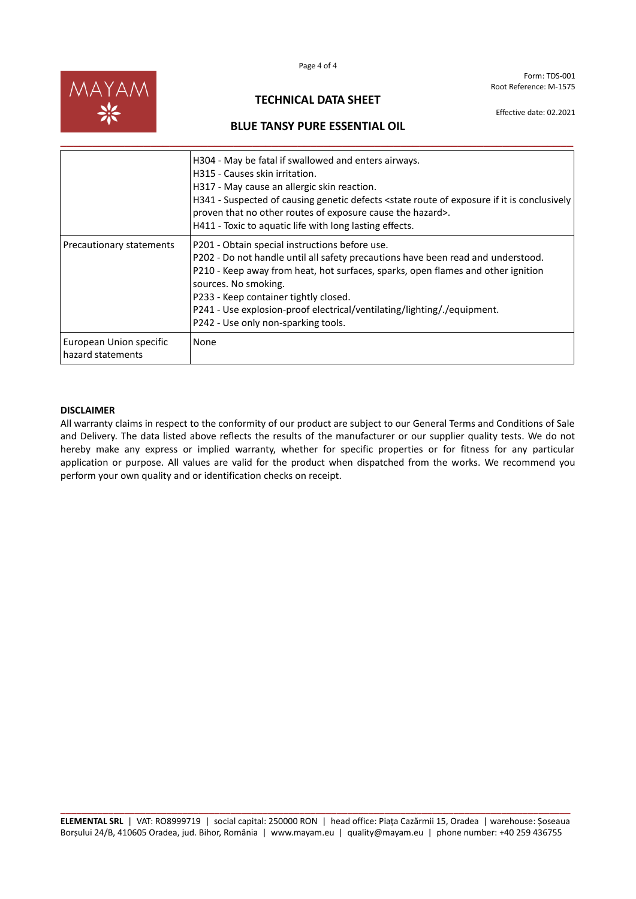| | |
|---|---|
| | H304 - May be fatal if swallowed and enters airways.<br>H315 - Causes skin irritation.<br>H317 - May cause an allergic skin reaction.<br>H341 - Suspected of causing genetic defects <state route of exposure if it is conclusively proven that no other routes of exposure cause the hazard>.<br>H411 - Toxic to aquatic life with long lasting effects. |
| Precautionary statements | P201 - Obtain special instructions before use.<br>P202 - Do not handle until all safety precautions have been read and understood.<br>P210 - Keep away from heat, hot surfaces, sparks, open flames and other ignition sources. No smoking.<br>P233 - Keep container tightly closed.<br>P241 - Use explosion-proof electrical/ventilating/lighting/./equipment.<br>P242 - Use only non-sparking tools. |
| European Union specific hazard statements | None |

**DISCLAIMER**

All warranty claims in respect to the conformity of our product are subject to our General Terms and Conditions of Sale and Delivery. The data listed above reflects the results of the manufacturer or our supplier quality tests. We do not hereby make any express or implied warranty, whether for specific properties or for fitness for any particular application or purpose. All values are valid for the product when dispatched from the works. We recommend you perform your own quality and or identification checks on receipt.